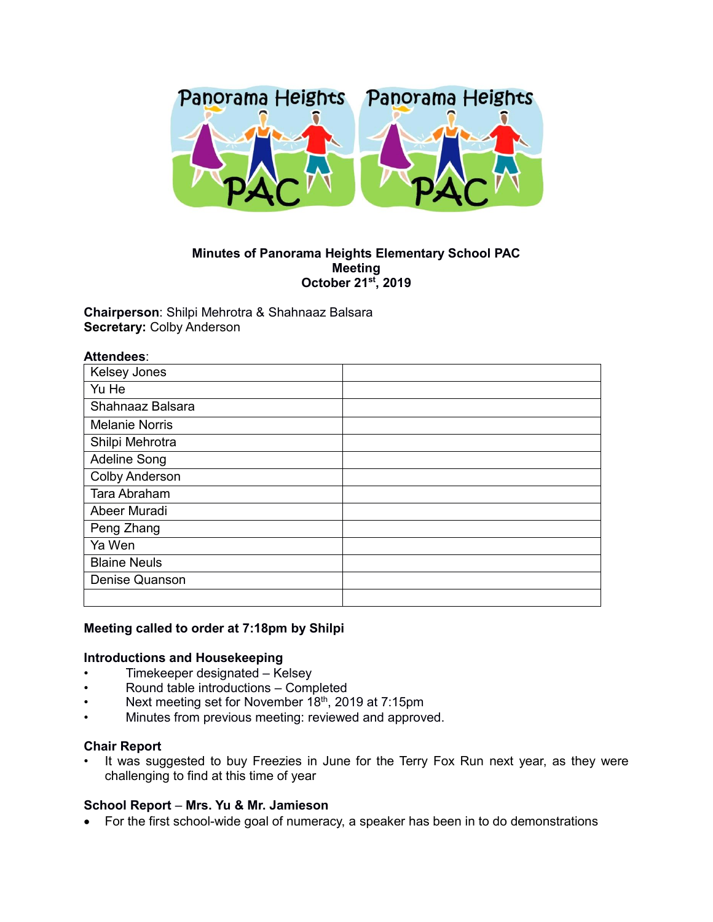**Minutes of Panorama Heights Elementary School PAC Meeting**
**October 21st, 2019**

**Chairperson**: Shilpi Mehrotra & Shahnaaz Balsara
**Secretary:** Colby Anderson

**Attendees**:

| | |
|---|---|
| Kelsey Jones | |
| Yu He | |
| Shahnaaz Balsara | |
| Melanie Norris | |
| Shilpi Mehrotra | |
| Adeline Song | |
| Colby Anderson | |
| Tara Abraham | |
| Abeer Muradi | |
| Peng Zhang | |
| Ya Wen | |
| Blaine Neuls | |
| Denise Quanson | |
| | |

**Meeting called to order at 7:18pm by Shilpi**

**Introductions and Housekeeping**

- Timekeeper designated – Kelsey
- Round table introductions – Completed
- Next meeting set for November 18th, 2019 at 7:15pm
- Minutes from previous meeting: reviewed and approved.

**Chair Report**

- It was suggested to buy Freezies in June for the Terry Fox Run next year, as they were challenging to find at this time of year

**School Report** – **Mrs. Yu & Mr. Jamieson**

- For the first school-wide goal of numeracy, a speaker has been in to do demonstrations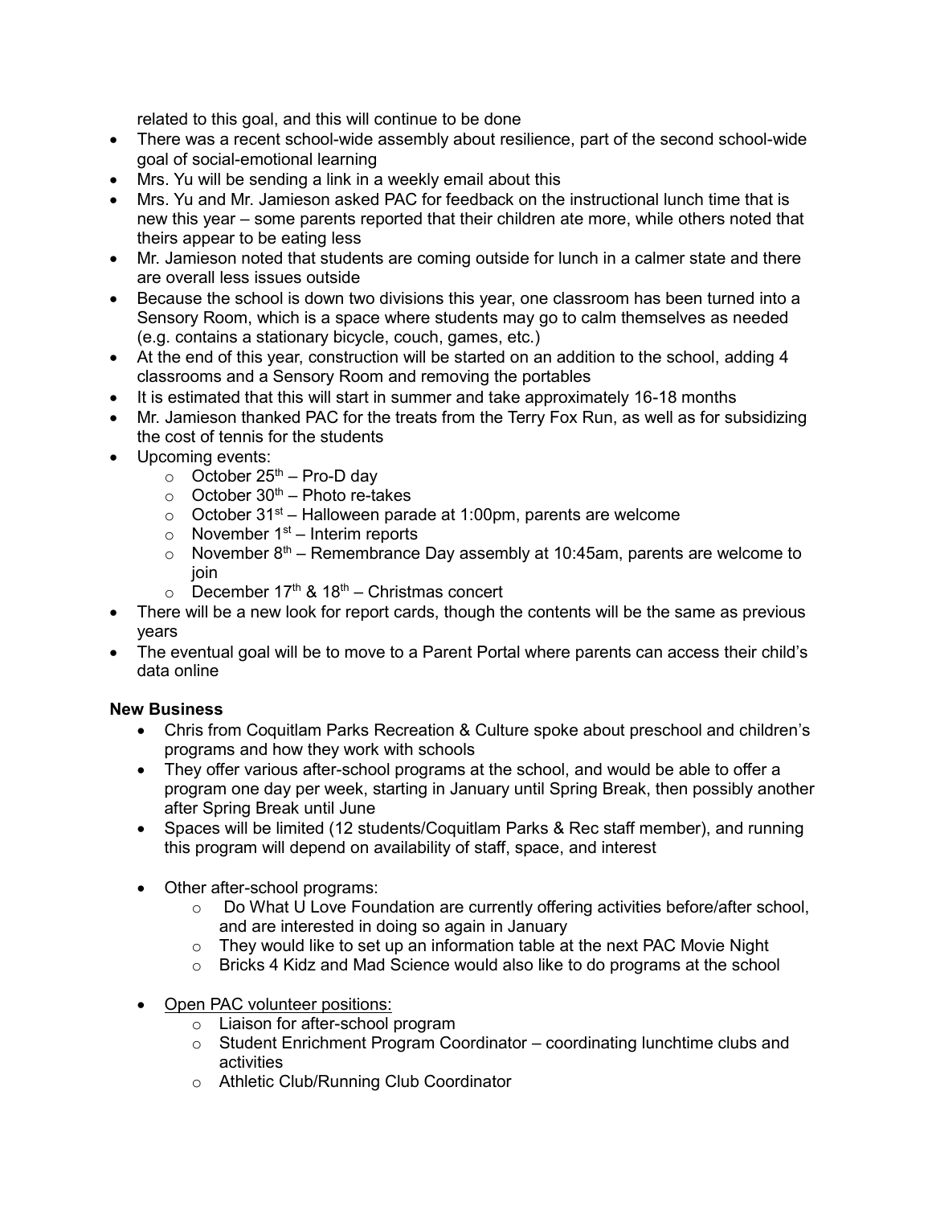related to this goal, and this will continue to be done

- There was a recent school-wide assembly about resilience, part of the second school-wide goal of social-emotional learning
- Mrs. Yu will be sending a link in a weekly email about this
- Mrs. Yu and Mr. Jamieson asked PAC for feedback on the instructional lunch time that is new this year – some parents reported that their children ate more, while others noted that theirs appear to be eating less
- Mr. Jamieson noted that students are coming outside for lunch in a calmer state and there are overall less issues outside
- Because the school is down two divisions this year, one classroom has been turned into a Sensory Room, which is a space where students may go to calm themselves as needed (e.g. contains a stationary bicycle, couch, games, etc.)
- At the end of this year, construction will be started on an addition to the school, adding 4 classrooms and a Sensory Room and removing the portables
- It is estimated that this will start in summer and take approximately 16-18 months
- Mr. Jamieson thanked PAC for the treats from the Terry Fox Run, as well as for subsidizing the cost of tennis for the students
- Upcoming events:
  - October 25th – Pro-D day
  - October 30th – Photo re-takes
  - October 31st – Halloween parade at 1:00pm, parents are welcome
  - November 1st – Interim reports
  - November 8th – Remembrance Day assembly at 10:45am, parents are welcome to join
  - December 17th & 18th – Christmas concert
- There will be a new look for report cards, though the contents will be the same as previous years
- The eventual goal will be to move to a Parent Portal where parents can access their child's data online

**New Business**

- Chris from Coquitlam Parks Recreation & Culture spoke about preschool and children's programs and how they work with schools
- They offer various after-school programs at the school, and would be able to offer a program one day per week, starting in January until Spring Break, then possibly another after Spring Break until June
- Spaces will be limited (12 students/Coquitlam Parks & Rec staff member), and running this program will depend on availability of staff, space, and interest

- Other after-school programs:
  - Do What U Love Foundation are currently offering activities before/after school, and are interested in doing so again in January
  - They would like to set up an information table at the next PAC Movie Night
  - Bricks 4 Kidz and Mad Science would also like to do programs at the school

- Open PAC volunteer positions:
  - Liaison for after-school program
  - Student Enrichment Program Coordinator – coordinating lunchtime clubs and activities
  - Athletic Club/Running Club Coordinator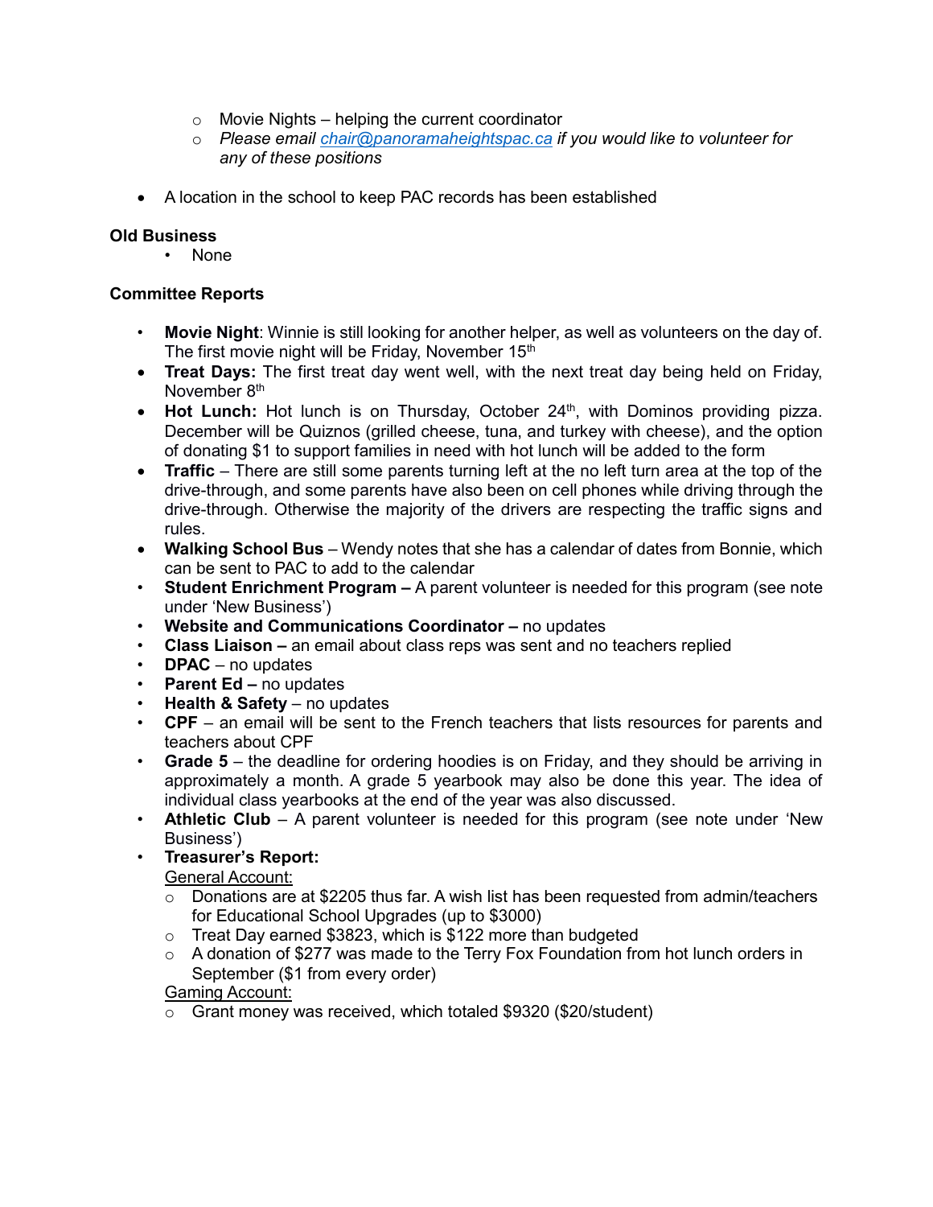- Movie Nights – helping the current coordinator
  - *Please email [chair@panoramaheightspac.ca](mailto:chair@panoramaheightspac.ca) if you would like to volunteer for any of these positions*

- A location in the school to keep PAC records has been established

**Old Business**

- None

**Committee Reports**

- **Movie Night**: Winnie is still looking for another helper, as well as volunteers on the day of. The first movie night will be Friday, November 15th
- **Treat Days:** The first treat day went well, with the next treat day being held on Friday, November 8th
- **Hot Lunch:** Hot lunch is on Thursday, October 24th, with Dominos providing pizza. December will be Quiznos (grilled cheese, tuna, and turkey with cheese), and the option of donating $1 to support families in need with hot lunch will be added to the form
- **Traffic** – There are still some parents turning left at the no left turn area at the top of the drive-through, and some parents have also been on cell phones while driving through the drive-through. Otherwise the majority of the drivers are respecting the traffic signs and rules.
- **Walking School Bus** – Wendy notes that she has a calendar of dates from Bonnie, which can be sent to PAC to add to the calendar
- **Student Enrichment Program –** A parent volunteer is needed for this program (see note under 'New Business')
- **Website and Communications Coordinator –** no updates
- **Class Liaison –** an email about class reps was sent and no teachers replied
- **DPAC** – no updates
- **Parent Ed –** no updates
- **Health & Safety** – no updates
- **CPF** – an email will be sent to the French teachers that lists resources for parents and teachers about CPF
- **Grade 5** – the deadline for ordering hoodies is on Friday, and they should be arriving in approximately a month. A grade 5 yearbook may also be done this year. The idea of individual class yearbooks at the end of the year was also discussed.
- **Athletic Club** – A parent volunteer is needed for this program (see note under 'New Business')
- **Treasurer's Report:**

  General Account:
  - Donations are at $2205 thus far. A wish list has been requested from admin/teachers for Educational School Upgrades (up to $3000)
  - Treat Day earned $3823, which is $122 more than budgeted
  - A donation of $277 was made to the Terry Fox Foundation from hot lunch orders in September ($1 from every order)

  Gaming Account:
  - Grant money was received, which totaled $9320 ($20/student)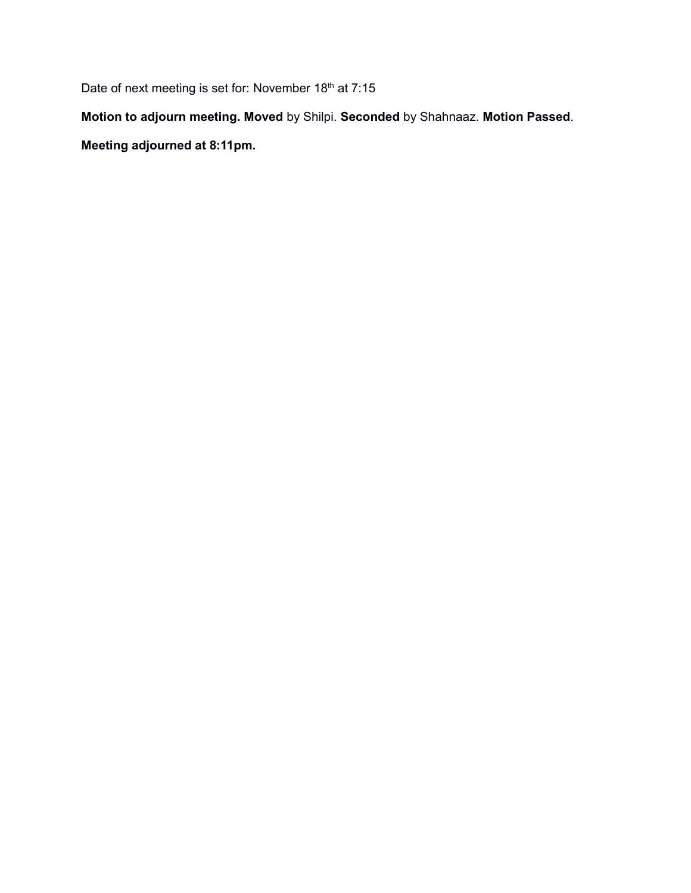Date of next meeting is set for: November 18th at 7:15

**Motion to adjourn meeting. Moved** by Shilpi. **Seconded** by Shahnaaz. **Motion Passed**.

**Meeting adjourned at 8:11pm.**